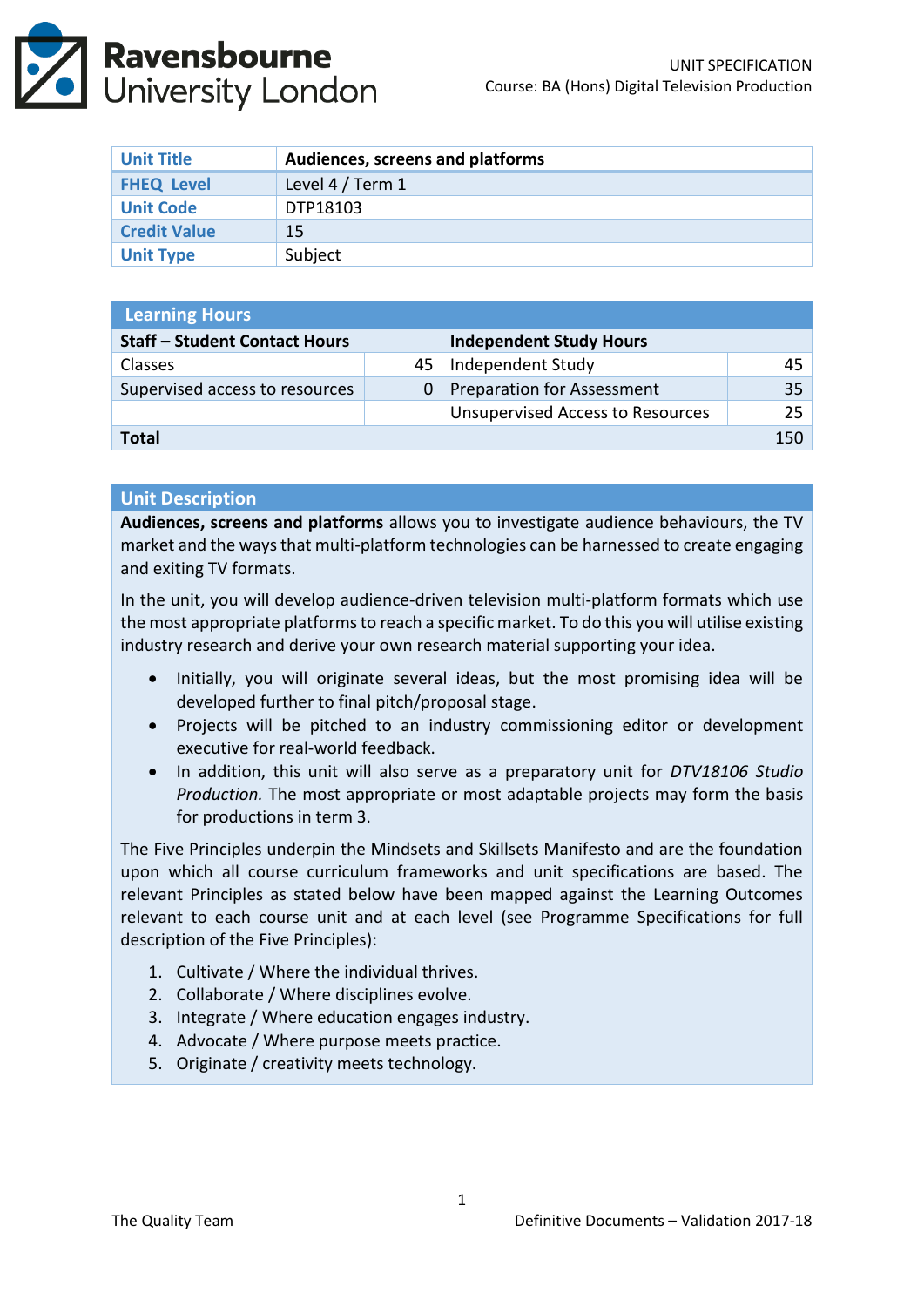UNIT SPECIFICATION
Course: BA (Hons) Digital Television Production

| Unit Title | **Audiences, screens and platforms** |
|---|---|
| FHEQ Level | Level 4 / Term 1 |
| Unit Code | DTP18103 |
| Credit Value | 15 |
| Unit Type | Subject |

| Learning Hours | | | |
|---|---|---|---|
| **Staff – Student Contact Hours** | | **Independent Study Hours** | |
| Classes | 45 | Independent Study | 45 |
| Supervised access to resources | 0 | Preparation for Assessment | 35 |
| | | Unsupervised Access to Resources | 25 |
| **Total** | | | 150 |

## Unit Description

**Audiences, screens and platforms** allows you to investigate audience behaviours, the TV market and the ways that multi-platform technologies can be harnessed to create engaging and exiting TV formats.

In the unit, you will develop audience-driven television multi-platform formats which use the most appropriate platforms to reach a specific market. To do this you will utilise existing industry research and derive your own research material supporting your idea.

- Initially, you will originate several ideas, but the most promising idea will be developed further to final pitch/proposal stage.
- Projects will be pitched to an industry commissioning editor or development executive for real-world feedback.
- In addition, this unit will also serve as a preparatory unit for *DTV18106 Studio Production.* The most appropriate or most adaptable projects may form the basis for productions in term 3.

The Five Principles underpin the Mindsets and Skillsets Manifesto and are the foundation upon which all course curriculum frameworks and unit specifications are based. The relevant Principles as stated below have been mapped against the Learning Outcomes relevant to each course unit and at each level (see Programme Specifications for full description of the Five Principles):

1. Cultivate / Where the individual thrives.
2. Collaborate / Where disciplines evolve.
3. Integrate / Where education engages industry.
4. Advocate / Where purpose meets practice.
5. Originate / creativity meets technology.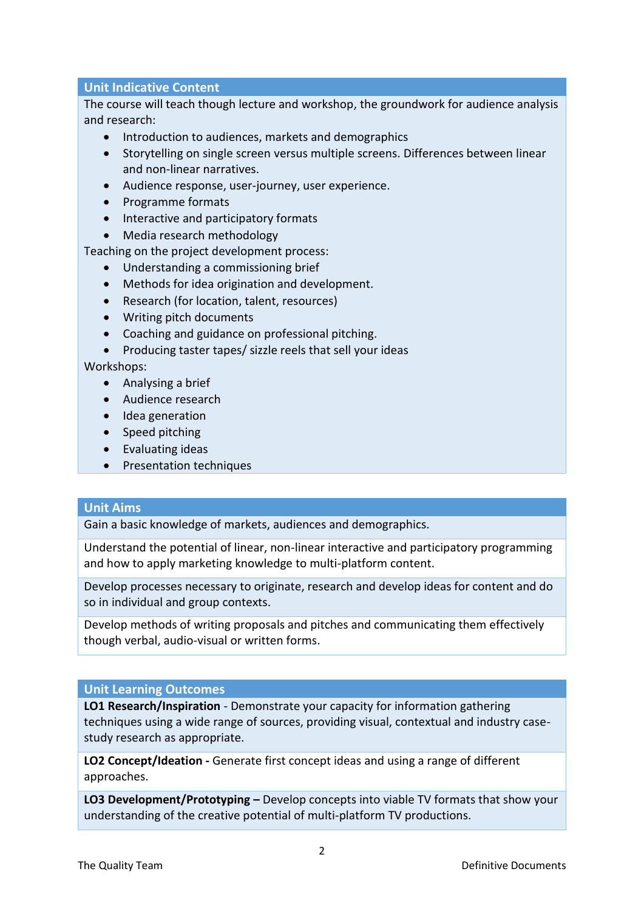## Unit Indicative Content

The course will teach though lecture and workshop, the groundwork for audience analysis and research:

- Introduction to audiences, markets and demographics
- Storytelling on single screen versus multiple screens. Differences between linear and non-linear narratives.
- Audience response, user-journey, user experience.
- Programme formats
- Interactive and participatory formats
- Media research methodology

Teaching on the project development process:

- Understanding a commissioning brief
- Methods for idea origination and development.
- Research (for location, talent, resources)
- Writing pitch documents
- Coaching and guidance on professional pitching.
- Producing taster tapes/ sizzle reels that sell your ideas

Workshops:

- Analysing a brief
- Audience research
- Idea generation
- Speed pitching
- Evaluating ideas
- Presentation techniques

## Unit Aims

Gain a basic knowledge of markets, audiences and demographics.

Understand the potential of linear, non-linear interactive and participatory programming and how to apply marketing knowledge to multi-platform content.

Develop processes necessary to originate, research and develop ideas for content and do so in individual and group contexts.

Develop methods of writing proposals and pitches and communicating them effectively though verbal, audio-visual or written forms.

## Unit Learning Outcomes

**LO1 Research/Inspiration** - Demonstrate your capacity for information gathering techniques using a wide range of sources, providing visual, contextual and industry case-study research as appropriate.

**LO2 Concept/Ideation -** Generate first concept ideas and using a range of different approaches.

**LO3 Development/Prototyping –** Develop concepts into viable TV formats that show your understanding of the creative potential of multi-platform TV productions.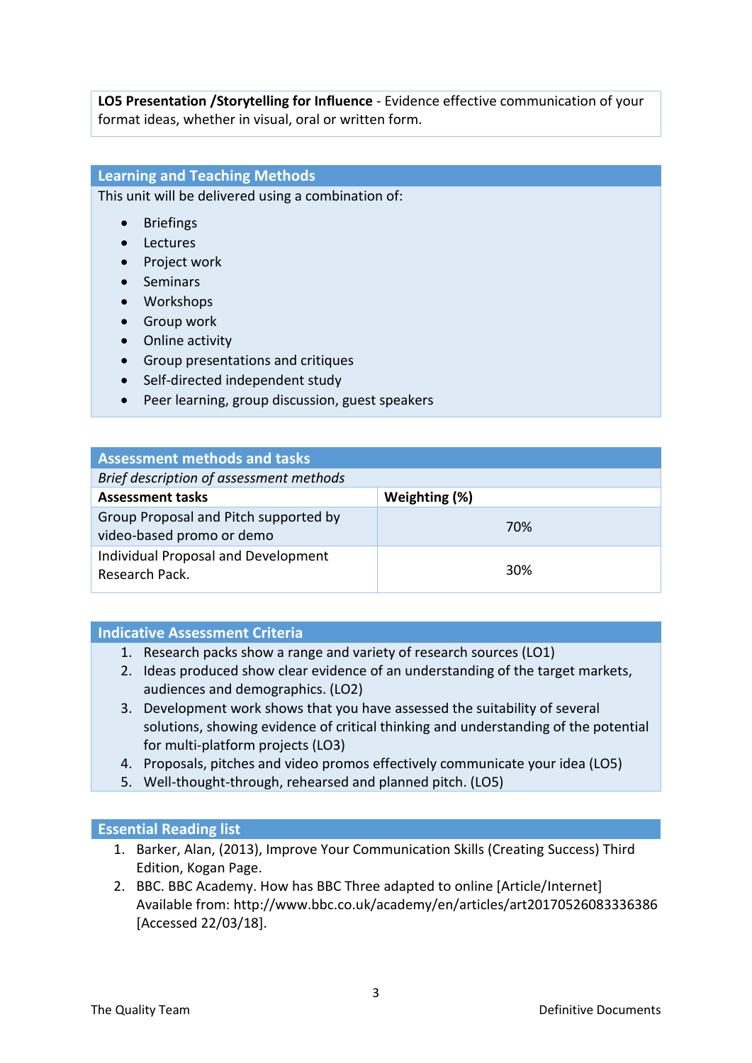**LO5 Presentation /Storytelling for Influence** - Evidence effective communication of your format ideas, whether in visual, oral or written form.

## Learning and Teaching Methods

This unit will be delivered using a combination of:

- Briefings
- Lectures
- Project work
- Seminars
- Workshops
- Group work
- Online activity
- Group presentations and critiques
- Self-directed independent study
- Peer learning, group discussion, guest speakers

## Assessment methods and tasks

*Brief description of assessment methods*

| Assessment tasks | Weighting (%) |
|---|---|
| Group Proposal and Pitch supported by video-based promo or demo | 70% |
| Individual Proposal and Development Research Pack. | 30% |

## Indicative Assessment Criteria

1. Research packs show a range and variety of research sources (LO1)
2. Ideas produced show clear evidence of an understanding of the target markets, audiences and demographics. (LO2)
3. Development work shows that you have assessed the suitability of several solutions, showing evidence of critical thinking and understanding of the potential for multi-platform projects (LO3)
4. Proposals, pitches and video promos effectively communicate your idea (LO5)
5. Well-thought-through, rehearsed and planned pitch. (LO5)

## Essential Reading list

1. Barker, Alan, (2013), Improve Your Communication Skills (Creating Success) Third Edition, Kogan Page.
2. BBC. BBC Academy. How has BBC Three adapted to online [Article/Internet] Available from: http://www.bbc.co.uk/academy/en/articles/art20170526083336386 [Accessed 22/03/18].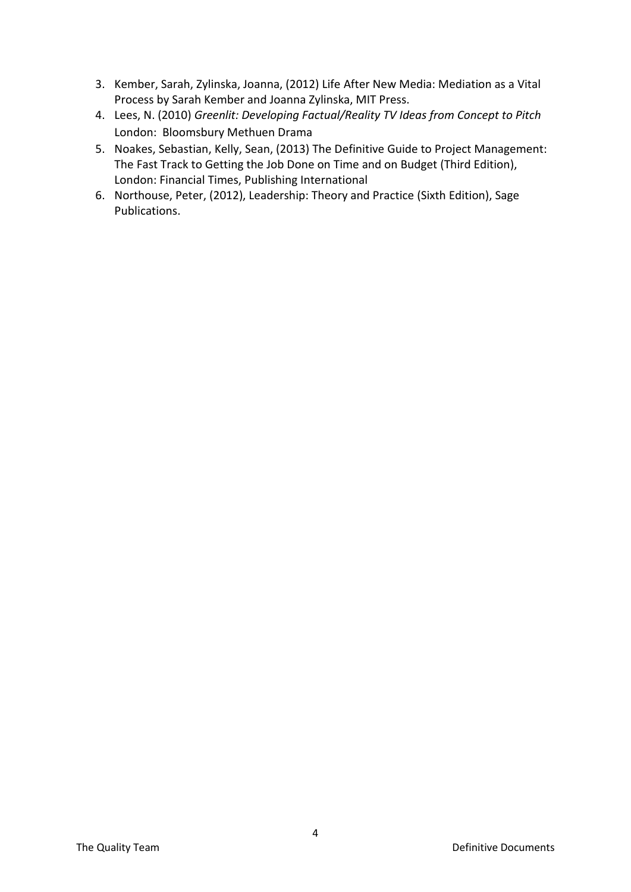3. Kember, Sarah, Zylinska, Joanna, (2012) Life After New Media: Mediation as a Vital Process by Sarah Kember and Joanna Zylinska, MIT Press.
4. Lees, N. (2010) *Greenlit: Developing Factual/Reality TV Ideas from Concept to Pitch* London: Bloomsbury Methuen Drama
5. Noakes, Sebastian, Kelly, Sean, (2013) The Definitive Guide to Project Management: The Fast Track to Getting the Job Done on Time and on Budget (Third Edition), London: Financial Times, Publishing International
6. Northouse, Peter, (2012), Leadership: Theory and Practice (Sixth Edition), Sage Publications.